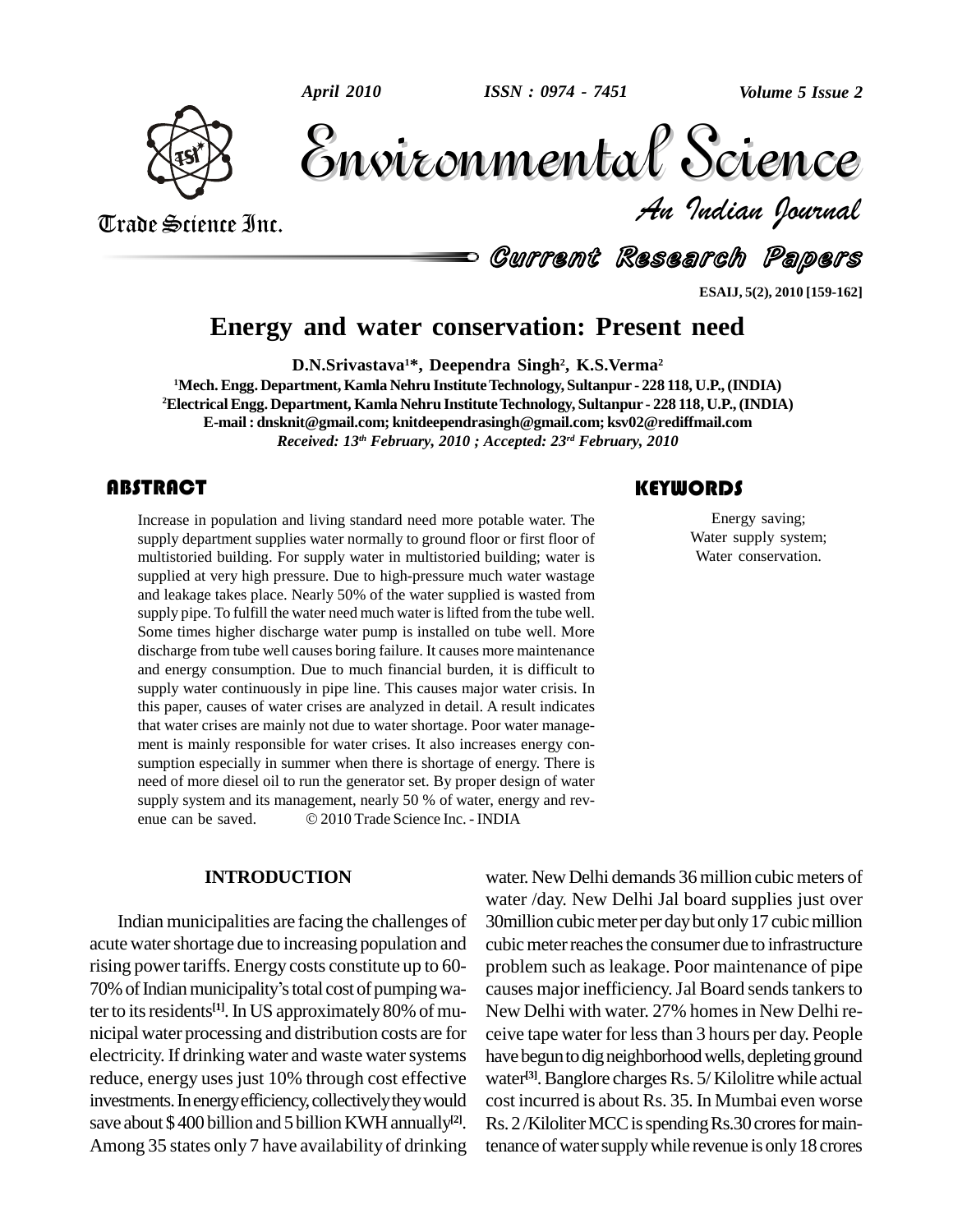# Energy and water conservation: Present need

**D.N.Srivastava[1]\*, Deependra Singh[2], K.S.Verma[2]**

[1]Mech. Engg. Department, Kamla Nehru Institute Technology, Sultanpur - 228 118, U.P., (INDIA)
[2]Electrical Engg. Department, Kamla Nehru Institute Technology, Sultanpur - 228 118, U.P., (INDIA)
E-mail : dnsknit@gmail.com; knitdeependrasingh@gmail.com; ksv02@rediffmail.com
*Received: 13th February, 2010 ; Accepted: 23rd February, 2010*

## ABSTRACT

Increase in population and living standard need more potable water. The supply department supplies water normally to ground floor or first floor of multistoried building. For supply water in multistoried building; water is supplied at very high pressure. Due to high-pressure much water wastage and leakage takes place. Nearly 50% of the water supplied is wasted from supply pipe. To fulfill the water need much water is lifted from the tube well. Some times higher discharge water pump is installed on tube well. More discharge from tube well causes boring failure. It causes more maintenance and energy consumption. Due to much financial burden, it is difficult to supply water continuously in pipe line. This causes major water crisis. In this paper, causes of water crises are analyzed in detail. A result indicates that water crises are mainly not due to water shortage. Poor water management is mainly responsible for water crises. It also increases energy consumption especially in summer when there is shortage of energy. There is need of more diesel oil to run the generator set. By proper design of water supply system and its management, nearly 50 % of water, energy and revenue can be saved. © 2010 Trade Science Inc. - INDIA

## KEYWORDS

Energy saving;
Water supply system;
Water conservation.

## INTRODUCTION

Indian municipalities are facing the challenges of acute water shortage due to increasing population and rising power tariffs. Energy costs constitute up to 60-70% of Indian municipality's total cost of pumping water to its residents[1]. In US approximately 80% of municipal water processing and distribution costs are for electricity. If drinking water and waste water systems reduce, energy uses just 10% through cost effective investments. In energy efficiency, collectively they would save about $ 400 billion and 5 billion KWH annually[2]. Among 35 states only 7 have availability of drinking water. New Delhi demands 36 million cubic meters of water /day. New Delhi Jal board supplies just over 30million cubic meter per day but only 17 cubic million cubic meter reaches the consumer due to infrastructure problem such as leakage. Poor maintenance of pipe causes major inefficiency. Jal Board sends tankers to New Delhi with water. 27% homes in New Delhi receive tape water for less than 3 hours per day. People have begun to dig neighborhood wells, depleting ground water[3]. Banglore charges Rs. 5/ Kilolitre while actual cost incurred is about Rs. 35. In Mumbai even worse Rs. 2 /Kiloliter MCC is spending Rs.30 crores for maintenance of water supply while revenue is only 18 crores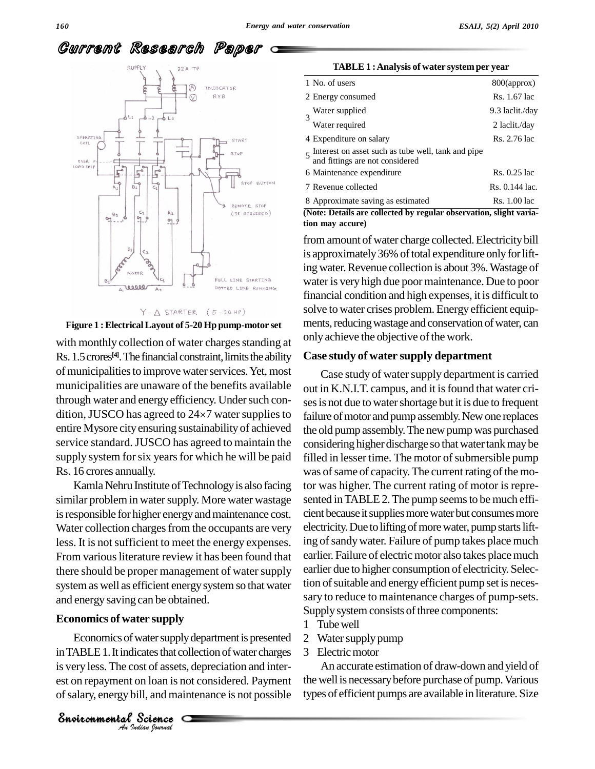Figure 1 : Electrical Layout of 5-20 Hp pump-motor set

with monthly collection of water charges standing at Rs. 1.5 crores[4]. The financial constraint, limits the ability of municipalities to improve water services. Yet, most municipalities are unaware of the benefits available through water and energy efficiency. Under such condition, JUSCO has agreed to 24×7 water supplies to entire Mysore city ensuring sustainability of achieved service standard. JUSCO has agreed to maintain the supply system for six years for which he will be paid Rs. 16 crores annually.

Kamla Nehru Institute of Technology is also facing similar problem in water supply. More water wastage is responsible for higher energy and maintenance cost. Water collection charges from the occupants are very less. It is not sufficient to meet the energy expenses. From various literature review it has been found that there should be proper management of water supply system as well as efficient energy system so that water and energy saving can be obtained.

## Economics of water supply

Economics of water supply department is presented in TABLE 1. It indicates that collection of water charges is very less. The cost of assets, depreciation and interest on repayment on loan is not considered. Payment of salary, energy bill, and maintenance is not possible

**TABLE 1 : Analysis of water system per year**

| | | |
|---|---|---|
| 1 | No. of users | 800(approx) |
| 2 | Energy consumed | Rs. 1.67 lac |
| 3 | Water supplied | 9.3 laclit./day |
| | Water required | 2 laclit./day |
| 4 | Expenditure on salary | Rs. 2.76 lac |
| 5 | Interest on asset such as tube well, tank and pipe and fittings are not considered | |
| 6 | Maintenance expenditure | Rs. 0.25 lac |
| 7 | Revenue collected | Rs. 0.144 lac. |
| 8 | Approximate saving as estimated | Rs. 1.00 lac |

**(Note: Details are collected by regular observation, slight variation may accure)**

from amount of water charge collected. Electricity bill is approximately 36% of total expenditure only for lifting water. Revenue collection is about 3%. Wastage of water is very high due poor maintenance. Due to poor financial condition and high expenses, it is difficult to solve to water crises problem. Energy efficient equipments, reducing wastage and conservation of water, can only achieve the objective of the work.

## Case study of water supply department

Case study of water supply department is carried out in K.N.I.T. campus, and it is found that water crises is not due to water shortage but it is due to frequent failure of motor and pump assembly. New one replaces the old pump assembly. The new pump was purchased considering higher discharge so that water tank may be filled in lesser time. The motor of submersible pump was of same of capacity. The current rating of the motor was higher. The current rating of motor is represented in TABLE 2. The pump seems to be much efficient because it supplies more water but consumes more electricity. Due to lifting of more water, pump starts lifting of sandy water. Failure of pump takes place much earlier. Failure of electric motor also takes place much earlier due to higher consumption of electricity. Selection of suitable and energy efficient pump set is necessary to reduce to maintenance charges of pump-sets. Supply system consists of three components:

1 Tube well
2 Water supply pump
3 Electric motor

An accurate estimation of draw-down and yield of the well is necessary before purchase of pump. Various types of efficient pumps are available in literature. Size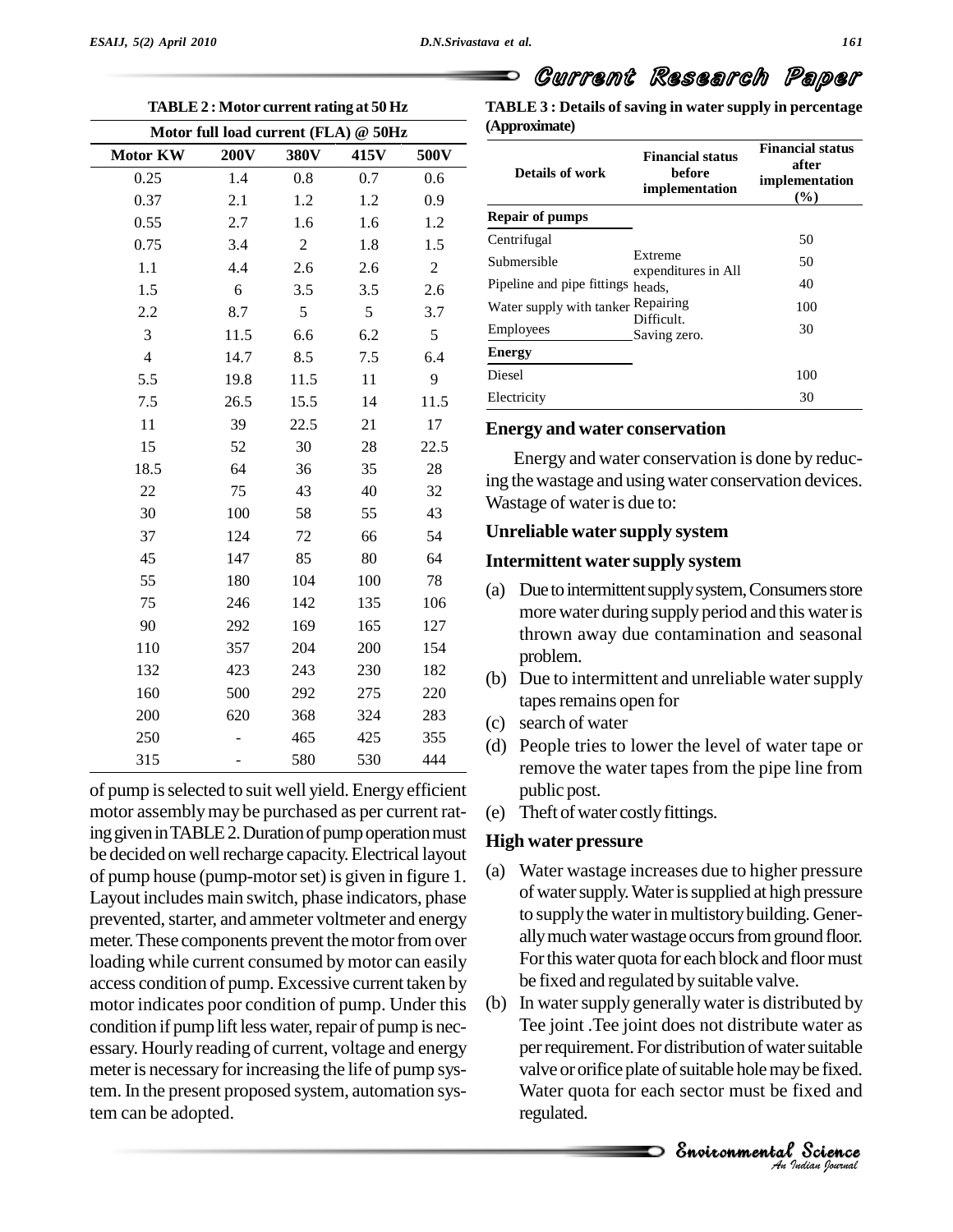TABLE 2 : Motor current rating at 50 Hz

| Motor full load current (FLA) @ 50Hz | | | | |
|---|---|---|---|---|
| Motor KW | 200V | 380V | 415V | 500V |
| 0.25 | 1.4 | 0.8 | 0.7 | 0.6 |
| 0.37 | 2.1 | 1.2 | 1.2 | 0.9 |
| 0.55 | 2.7 | 1.6 | 1.6 | 1.2 |
| 0.75 | 3.4 | 2 | 1.8 | 1.5 |
| 1.1 | 4.4 | 2.6 | 2.6 | 2 |
| 1.5 | 6 | 3.5 | 3.5 | 2.6 |
| 2.2 | 8.7 | 5 | 5 | 3.7 |
| 3 | 11.5 | 6.6 | 6.2 | 5 |
| 4 | 14.7 | 8.5 | 7.5 | 6.4 |
| 5.5 | 19.8 | 11.5 | 11 | 9 |
| 7.5 | 26.5 | 15.5 | 14 | 11.5 |
| 11 | 39 | 22.5 | 21 | 17 |
| 15 | 52 | 30 | 28 | 22.5 |
| 18.5 | 64 | 36 | 35 | 28 |
| 22 | 75 | 43 | 40 | 32 |
| 30 | 100 | 58 | 55 | 43 |
| 37 | 124 | 72 | 66 | 54 |
| 45 | 147 | 85 | 80 | 64 |
| 55 | 180 | 104 | 100 | 78 |
| 75 | 246 | 142 | 135 | 106 |
| 90 | 292 | 169 | 165 | 127 |
| 110 | 357 | 204 | 200 | 154 |
| 132 | 423 | 243 | 230 | 182 |
| 160 | 500 | 292 | 275 | 220 |
| 200 | 620 | 368 | 324 | 283 |
| 250 | - | 465 | 425 | 355 |
| 315 | - | 580 | 530 | 444 |

of pump is selected to suit well yield. Energy efficient motor assembly may be purchased as per current rating given in TABLE 2. Duration of pump operation must be decided on well recharge capacity. Electrical layout of pump house (pump-motor set) is given in figure 1. Layout includes main switch, phase indicators, phase prevented, starter, and ammeter voltmeter and energy meter. These components prevent the motor from over loading while current consumed by motor can easily access condition of pump. Excessive current taken by motor indicates poor condition of pump. Under this condition if pump lift less water, repair of pump is necessary. Hourly reading of current, voltage and energy meter is necessary for increasing the life of pump system. In the present proposed system, automation system can be adopted.

TABLE 3 : Details of saving in water supply in percentage (Approximate)

| Details of work | Financial status before implementation | Financial status after implementation (%) |
|---|---|---|
| **Repair of pumps** | | |
| Centrifugal | Extreme expenditures in All heads, Repairing Difficult. Saving zero. | 50 |
| Submersible | | 50 |
| Pipeline and pipe fittings | | 40 |
| Water supply with tanker | | 100 |
| Employees | | 30 |
| **Energy** | | |
| Diesel | | 100 |
| Electricity | | 30 |

## Energy and water conservation

Energy and water conservation is done by reducing the wastage and using water conservation devices. Wastage of water is due to:

### Unreliable water supply system

### Intermittent water supply system

(a) Due to intermittent supply system, Consumers store more water during supply period and this water is thrown away due contamination and seasonal problem.

(b) Due to intermittent and unreliable water supply tapes remains open for

(c) search of water

(d) People tries to lower the level of water tape or remove the water tapes from the pipe line from public post.

(e) Theft of water costly fittings.

### High water pressure

(a) Water wastage increases due to higher pressure of water supply. Water is supplied at high pressure to supply the water in multistory building. Generally much water wastage occurs from ground floor. For this water quota for each block and floor must be fixed and regulated by suitable valve.

(b) In water supply generally water is distributed by Tee joint .Tee joint does not distribute water as per requirement. For distribution of water suitable valve or orifice plate of suitable hole may be fixed. Water quota for each sector must be fixed and regulated.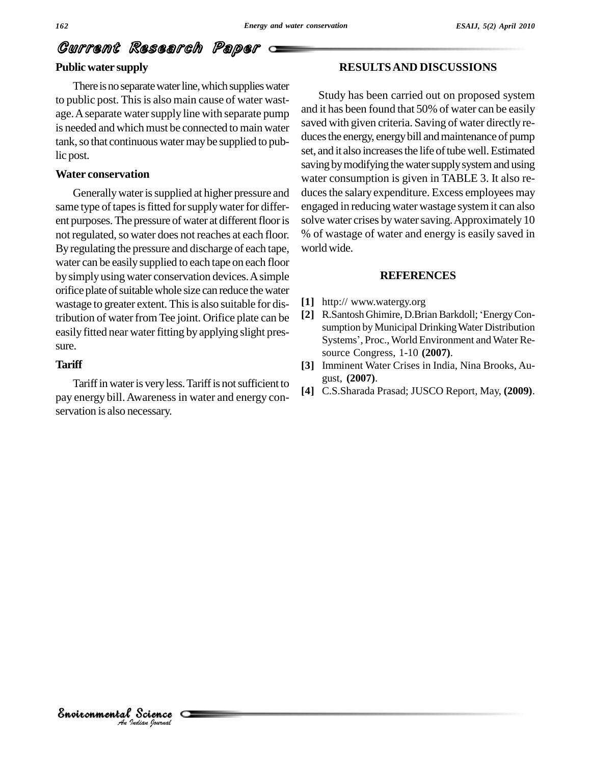### Public water supply

There is no separate water line, which supplies water to public post. This is also main cause of water wastage. A separate water supply line with separate pump is needed and which must be connected to main water tank, so that continuous water may be supplied to public post.

### Water conservation

Generally water is supplied at higher pressure and same type of tapes is fitted for supply water for different purposes. The pressure of water at different floor is not regulated, so water does not reaches at each floor. By regulating the pressure and discharge of each tape, water can be easily supplied to each tape on each floor by simply using water conservation devices. A simple orifice plate of suitable whole size can reduce the water wastage to greater extent. This is also suitable for distribution of water from Tee joint. Orifice plate can be easily fitted near water fitting by applying slight pressure.

### Tariff

Tariff in water is very less. Tariff is not sufficient to pay energy bill. Awareness in water and energy conservation is also necessary.

## RESULTS AND DISCUSSIONS

Study has been carried out on proposed system and it has been found that 50% of water can be easily saved with given criteria. Saving of water directly reduces the energy, energy bill and maintenance of pump set, and it also increases the life of tube well. Estimated saving by modifying the water supply system and using water consumption is given in TABLE 3. It also reduces the salary expenditure. Excess employees may engaged in reducing water wastage system it can also solve water crises by water saving. Approximately 10 % of wastage of water and energy is easily saved in world wide.

## REFERENCES

[1] http:// www.watergy.org

[2] R.Santosh Ghimire, D.Brian Barkdoll; 'Energy Consumption by Municipal Drinking Water Distribution Systems', Proc., World Environment and Water Resource Congress, 1-10 **(2007)**.

[3] Imminent Water Crises in India, Nina Brooks, August, **(2007)**.

[4] C.S.Sharada Prasad; JUSCO Report, May, **(2009)**.